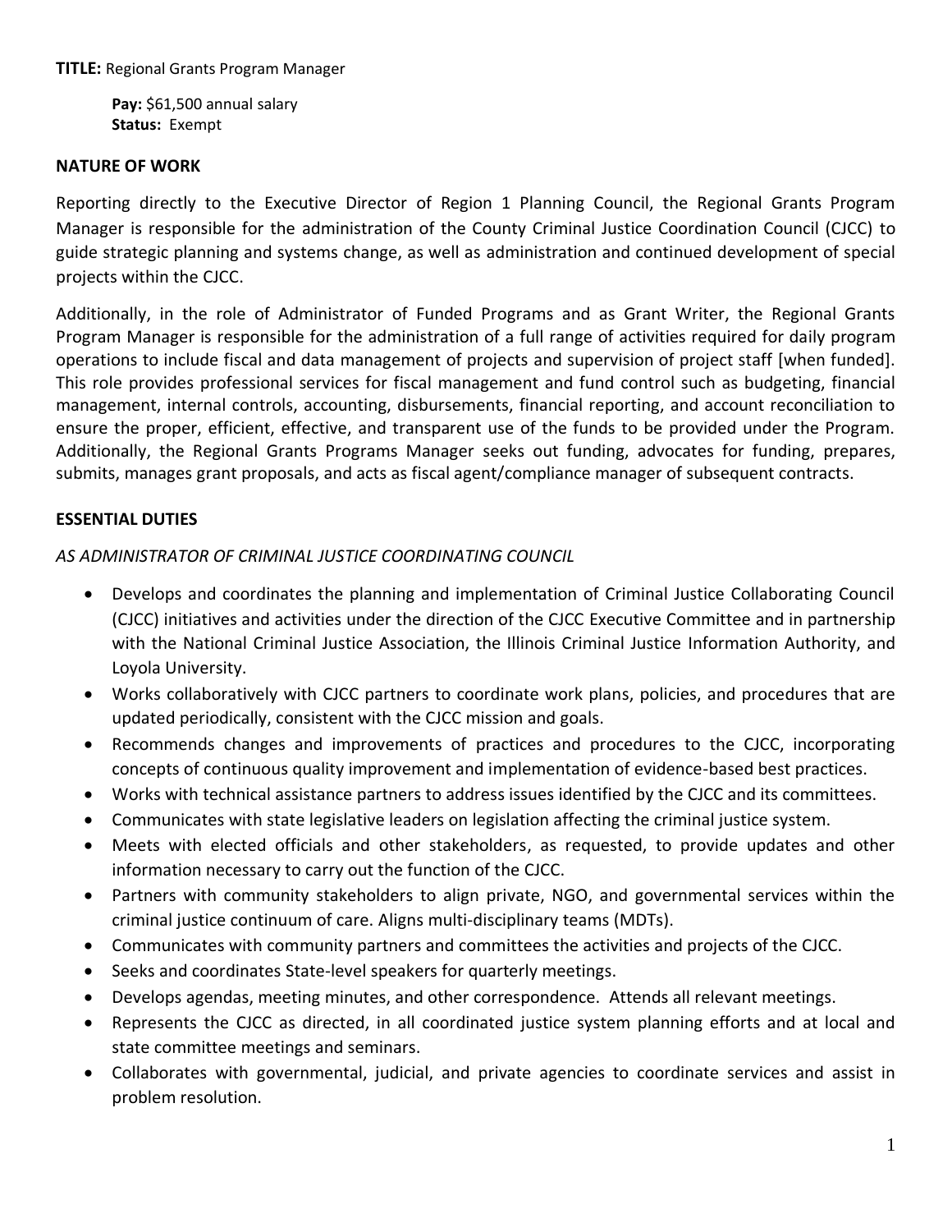**TITLE:** Regional Grants Program Manager

**Pay:** $61,500 annual salary
**Status:** Exempt

## NATURE OF WORK

Reporting directly to the Executive Director of Region 1 Planning Council, the Regional Grants Program Manager is responsible for the administration of the County Criminal Justice Coordination Council (CJCC) to guide strategic planning and systems change, as well as administration and continued development of special projects within the CJCC.

Additionally, in the role of Administrator of Funded Programs and as Grant Writer, the Regional Grants Program Manager is responsible for the administration of a full range of activities required for daily program operations to include fiscal and data management of projects and supervision of project staff [when funded]. This role provides professional services for fiscal management and fund control such as budgeting, financial management, internal controls, accounting, disbursements, financial reporting, and account reconciliation to ensure the proper, efficient, effective, and transparent use of the funds to be provided under the Program. Additionally, the Regional Grants Programs Manager seeks out funding, advocates for funding, prepares, submits, manages grant proposals, and acts as fiscal agent/compliance manager of subsequent contracts.

## ESSENTIAL DUTIES

*AS ADMINISTRATOR OF CRIMINAL JUSTICE COORDINATING COUNCIL*

- Develops and coordinates the planning and implementation of Criminal Justice Collaborating Council (CJCC) initiatives and activities under the direction of the CJCC Executive Committee and in partnership with the National Criminal Justice Association, the Illinois Criminal Justice Information Authority, and Loyola University.
- Works collaboratively with CJCC partners to coordinate work plans, policies, and procedures that are updated periodically, consistent with the CJCC mission and goals.
- Recommends changes and improvements of practices and procedures to the CJCC, incorporating concepts of continuous quality improvement and implementation of evidence-based best practices.
- Works with technical assistance partners to address issues identified by the CJCC and its committees.
- Communicates with state legislative leaders on legislation affecting the criminal justice system.
- Meets with elected officials and other stakeholders, as requested, to provide updates and other information necessary to carry out the function of the CJCC.
- Partners with community stakeholders to align private, NGO, and governmental services within the criminal justice continuum of care. Aligns multi-disciplinary teams (MDTs).
- Communicates with community partners and committees the activities and projects of the CJCC.
- Seeks and coordinates State-level speakers for quarterly meetings.
- Develops agendas, meeting minutes, and other correspondence. Attends all relevant meetings.
- Represents the CJCC as directed, in all coordinated justice system planning efforts and at local and state committee meetings and seminars.
- Collaborates with governmental, judicial, and private agencies to coordinate services and assist in problem resolution.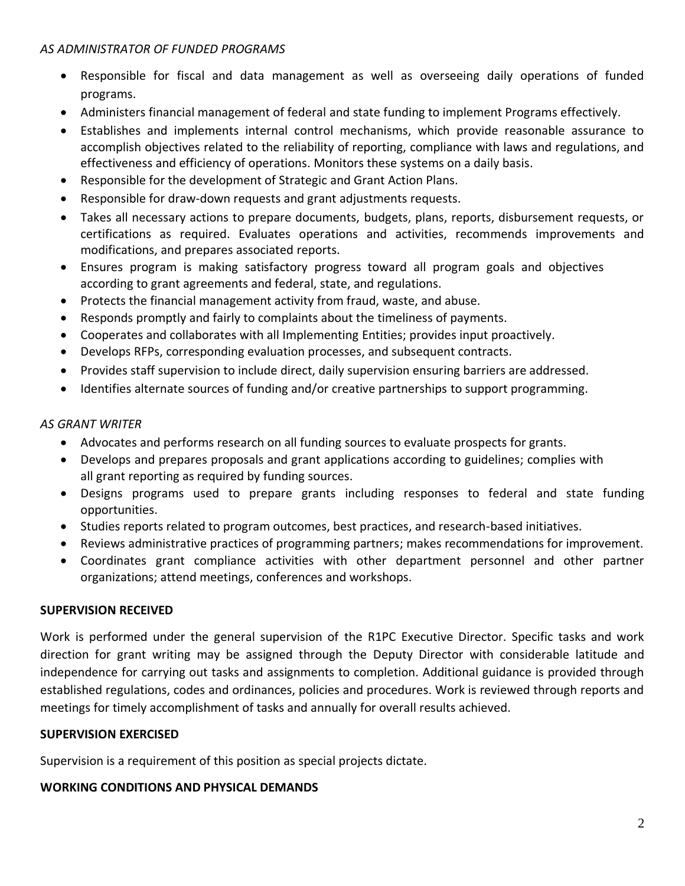*AS ADMINISTRATOR OF FUNDED PROGRAMS*

- Responsible for fiscal and data management as well as overseeing daily operations of funded programs.
- Administers financial management of federal and state funding to implement Programs effectively.
- Establishes and implements internal control mechanisms, which provide reasonable assurance to accomplish objectives related to the reliability of reporting, compliance with laws and regulations, and effectiveness and efficiency of operations. Monitors these systems on a daily basis.
- Responsible for the development of Strategic and Grant Action Plans.
- Responsible for draw-down requests and grant adjustments requests.
- Takes all necessary actions to prepare documents, budgets, plans, reports, disbursement requests, or certifications as required. Evaluates operations and activities, recommends improvements and modifications, and prepares associated reports.
- Ensures program is making satisfactory progress toward all program goals and objectives according to grant agreements and federal, state, and regulations.
- Protects the financial management activity from fraud, waste, and abuse.
- Responds promptly and fairly to complaints about the timeliness of payments.
- Cooperates and collaborates with all Implementing Entities; provides input proactively.
- Develops RFPs, corresponding evaluation processes, and subsequent contracts.
- Provides staff supervision to include direct, daily supervision ensuring barriers are addressed.
- Identifies alternate sources of funding and/or creative partnerships to support programming.

*AS GRANT WRITER*

- Advocates and performs research on all funding sources to evaluate prospects for grants.
- Develops and prepares proposals and grant applications according to guidelines; complies with all grant reporting as required by funding sources.
- Designs programs used to prepare grants including responses to federal and state funding opportunities.
- Studies reports related to program outcomes, best practices, and research-based initiatives.
- Reviews administrative practices of programming partners; makes recommendations for improvement.
- Coordinates grant compliance activities with other department personnel and other partner organizations; attend meetings, conferences and workshops.

**SUPERVISION RECEIVED**

Work is performed under the general supervision of the R1PC Executive Director. Specific tasks and work direction for grant writing may be assigned through the Deputy Director with considerable latitude and independence for carrying out tasks and assignments to completion. Additional guidance is provided through established regulations, codes and ordinances, policies and procedures. Work is reviewed through reports and meetings for timely accomplishment of tasks and annually for overall results achieved.

**SUPERVISION EXERCISED**

Supervision is a requirement of this position as special projects dictate.

**WORKING CONDITIONS AND PHYSICAL DEMANDS**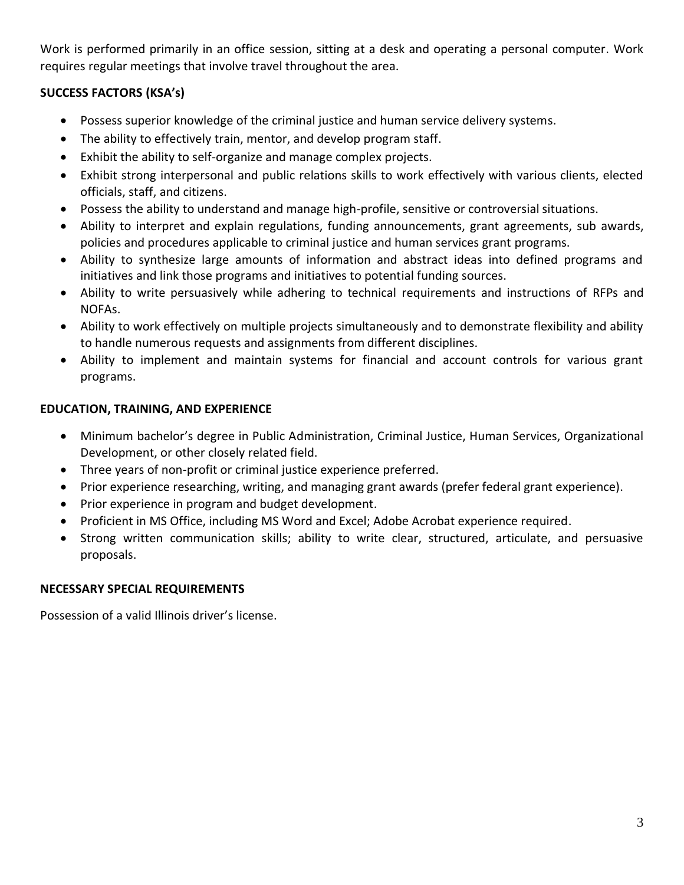Work is performed primarily in an office session, sitting at a desk and operating a personal computer. Work requires regular meetings that involve travel throughout the area.

**SUCCESS FACTORS (KSA's)**

- Possess superior knowledge of the criminal justice and human service delivery systems.
- The ability to effectively train, mentor, and develop program staff.
- Exhibit the ability to self-organize and manage complex projects.
- Exhibit strong interpersonal and public relations skills to work effectively with various clients, elected officials, staff, and citizens.
- Possess the ability to understand and manage high-profile, sensitive or controversial situations.
- Ability to interpret and explain regulations, funding announcements, grant agreements, sub awards, policies and procedures applicable to criminal justice and human services grant programs.
- Ability to synthesize large amounts of information and abstract ideas into defined programs and initiatives and link those programs and initiatives to potential funding sources.
- Ability to write persuasively while adhering to technical requirements and instructions of RFPs and NOFAs.
- Ability to work effectively on multiple projects simultaneously and to demonstrate flexibility and ability to handle numerous requests and assignments from different disciplines.
- Ability to implement and maintain systems for financial and account controls for various grant programs.

**EDUCATION, TRAINING, AND EXPERIENCE**

- Minimum bachelor's degree in Public Administration, Criminal Justice, Human Services, Organizational Development, or other closely related field.
- Three years of non-profit or criminal justice experience preferred.
- Prior experience researching, writing, and managing grant awards (prefer federal grant experience).
- Prior experience in program and budget development.
- Proficient in MS Office, including MS Word and Excel; Adobe Acrobat experience required.
- Strong written communication skills; ability to write clear, structured, articulate, and persuasive proposals.

**NECESSARY SPECIAL REQUIREMENTS**

Possession of a valid Illinois driver's license.